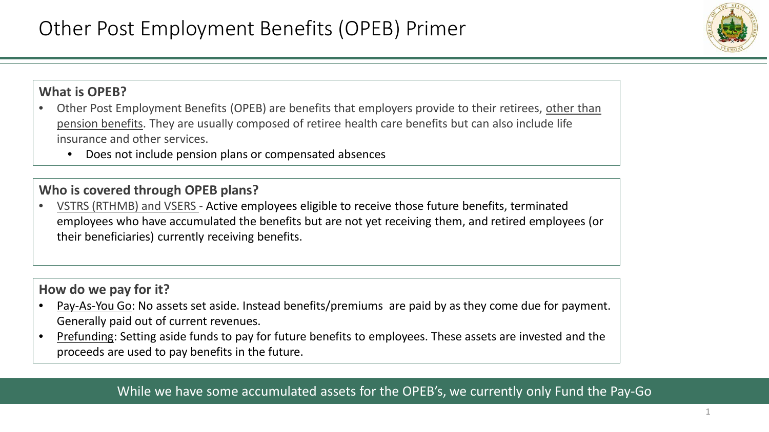# Other Post Employment Benefits (OPEB) Primer

**What is OPEB?**

- Other Post Employment Benefits (OPEB) are benefits that employers provide to their retirees, other than pension benefits. They are usually composed of retiree health care benefits but can also include life insurance and other services.
  - Does not include pension plans or compensated absences

**Who is covered through OPEB plans?**

- VSTRS (RTHMB) and VSERS - Active employees eligible to receive those future benefits, terminated employees who have accumulated the benefits but are not yet receiving them, and retired employees (or their beneficiaries) currently receiving benefits.

**How do we pay for it?**

- Pay-As-You Go: No assets set aside. Instead benefits/premiums are paid by as they come due for payment. Generally paid out of current revenues.
- Prefunding: Setting aside funds to pay for future benefits to employees. These assets are invested and the proceeds are used to pay benefits in the future.

While we have some accumulated assets for the OPEB's, we currently only Fund the Pay-Go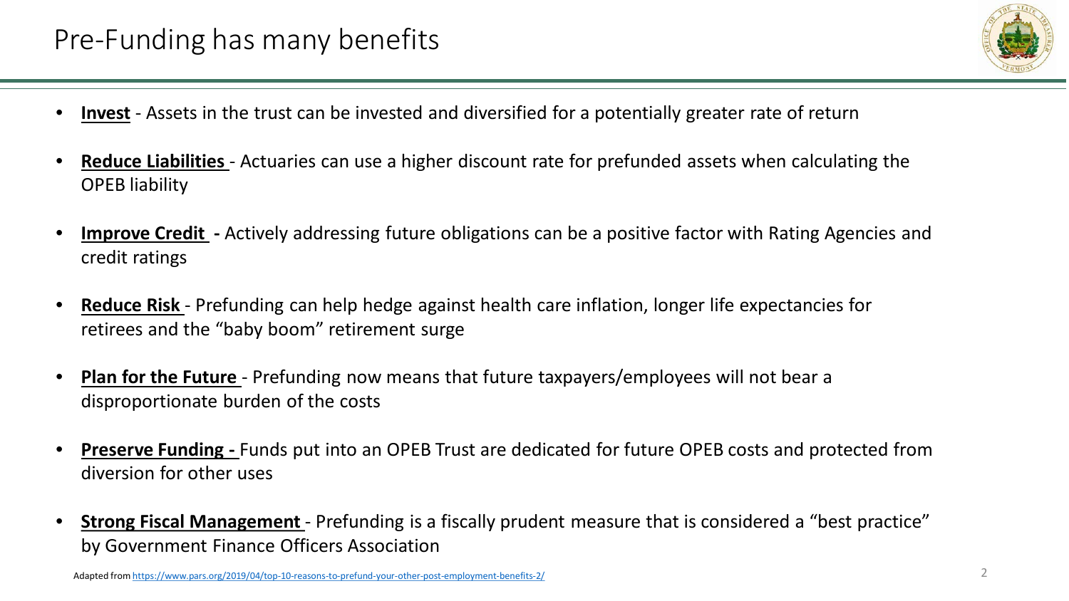# Pre-Funding has many benefits

- **Invest** - Assets in the trust can be invested and diversified for a potentially greater rate of return
- **Reduce Liabilities** - Actuaries can use a higher discount rate for prefunded assets when calculating the OPEB liability
- **Improve Credit** - Actively addressing future obligations can be a positive factor with Rating Agencies and credit ratings
- **Reduce Risk** - Prefunding can help hedge against health care inflation, longer life expectancies for retirees and the "baby boom" retirement surge
- **Plan for the Future** - Prefunding now means that future taxpayers/employees will not bear a disproportionate burden of the costs
- **Preserve Funding** - Funds put into an OPEB Trust are dedicated for future OPEB costs and protected from diversion for other uses
- **Strong Fiscal Management** - Prefunding is a fiscally prudent measure that is considered a "best practice" by Government Finance Officers Association

Adapted from https://www.pars.org/2019/04/top-10-reasons-to-prefund-your-other-post-employment-benefits-2/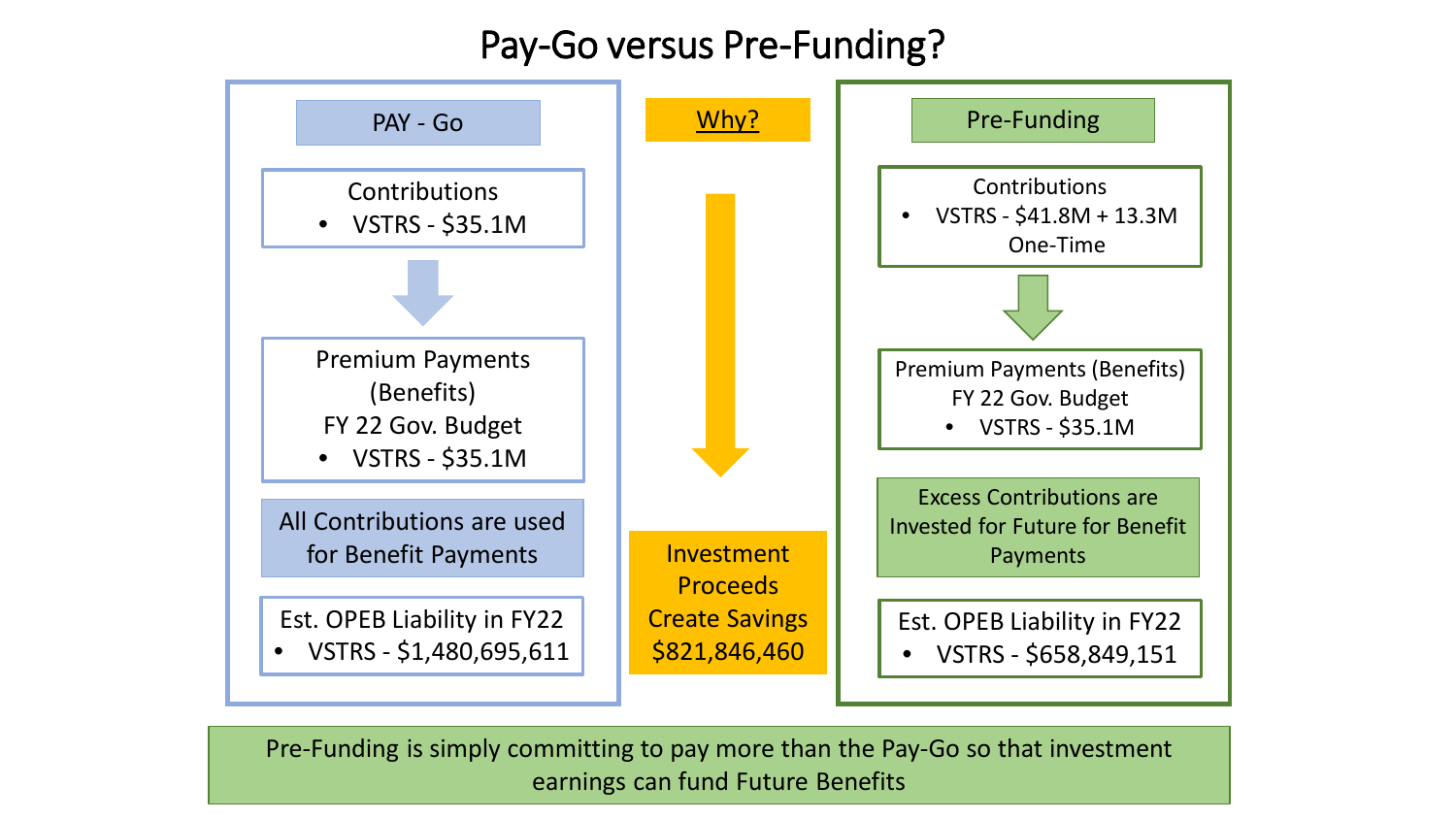# Pay-Go versus Pre-Funding?

## PAY - Go

Contributions

- VSTRS - $35.1M

Premium Payments (Benefits)
FY 22 Gov. Budget

- VSTRS - $35.1M

All Contributions are used for Benefit Payments

Est. OPEB Liability in FY22

- VSTRS - $1,480,695,611

## Why?

Investment Proceeds Create Savings $821,846,460

## Pre-Funding

Contributions

- VSTRS - $41.8M + 13.3M One-Time

Premium Payments (Benefits)
FY 22 Gov. Budget

- VSTRS - $35.1M

Excess Contributions are Invested for Future for Benefit Payments

Est. OPEB Liability in FY22

- VSTRS - $658,849,151

Pre-Funding is simply committing to pay more than the Pay-Go so that investment earnings can fund Future Benefits